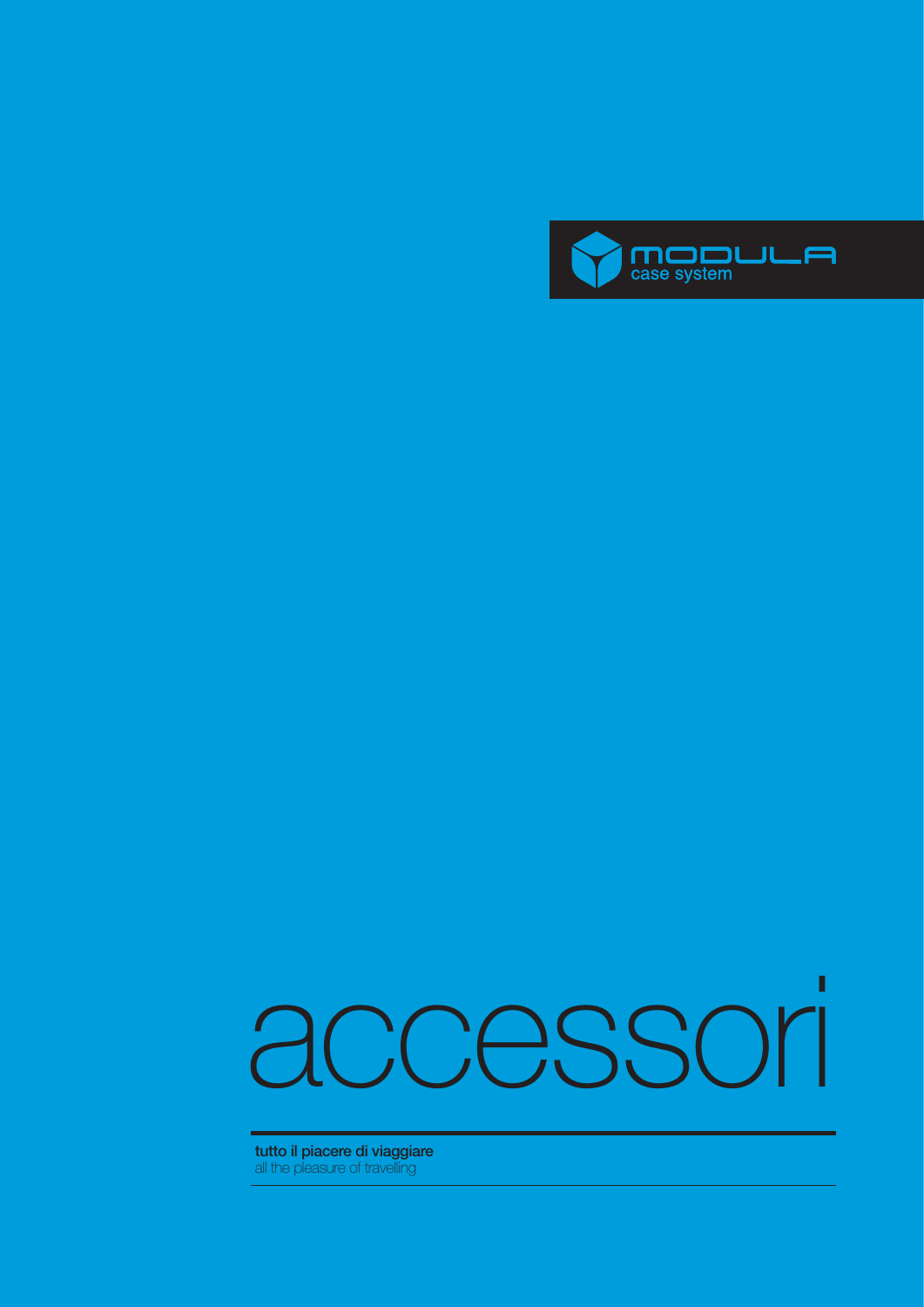MODULA
case system

# accessori

**tutto il piacere di viaggiare**
all the pleasure of travelling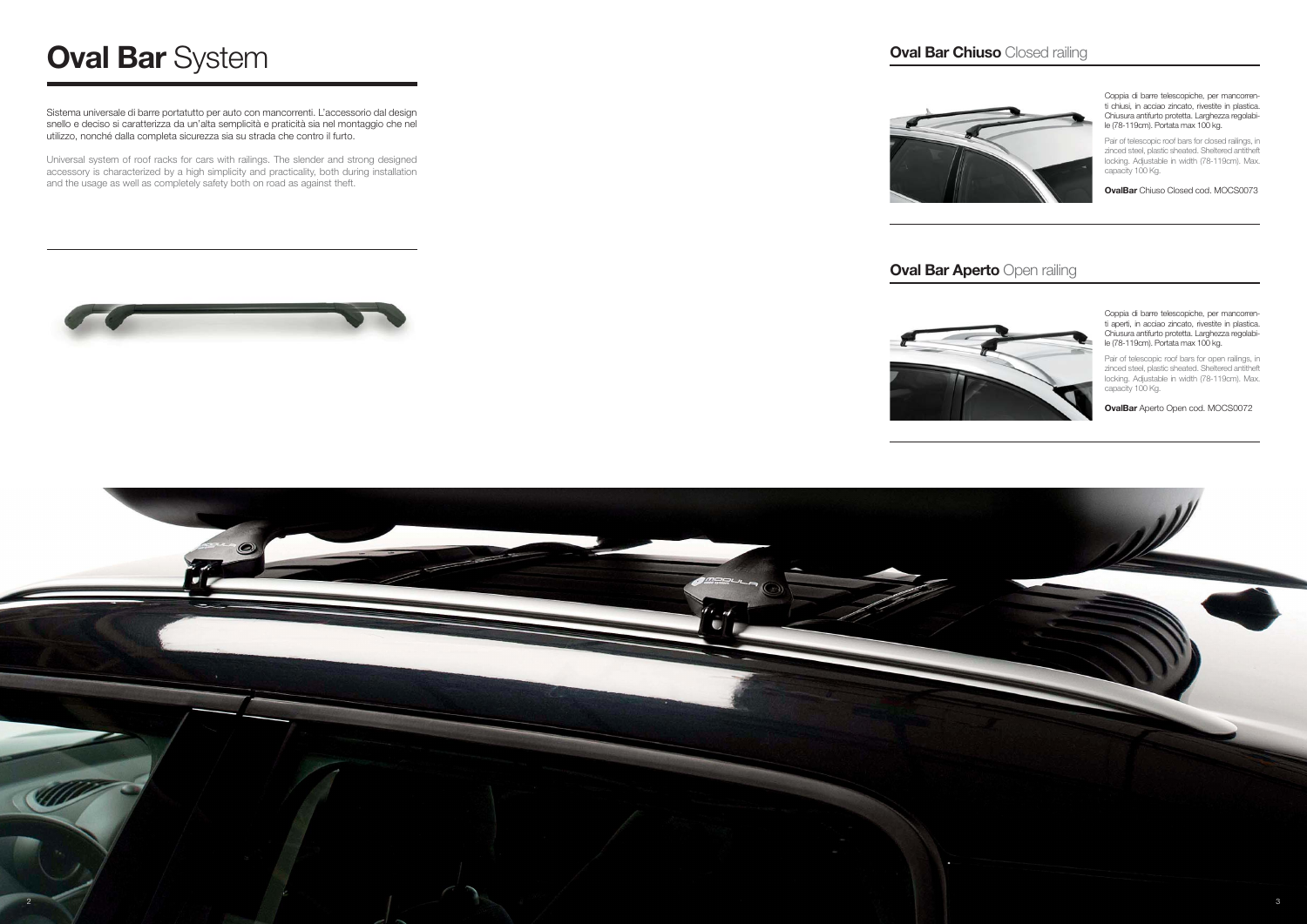# **Oval Bar** System

Sistema universale di barre portatutto per auto con mancorrenti. L'accessorio dal design snello e deciso si caratterizza da un'alta semplicità e praticità sia nel montaggio che nel utilizzo, nonché dalla completa sicurezza sia su strada che contro il furto.

Universal system of roof racks for cars with railings. The slender and strong designed accessory is characterized by a high simplicity and practicality, both during installation and the usage as well as completely safety both on road as against theft.

## **Oval Bar Chiuso** Closed railing

Coppia di barre telescopiche, per mancorrenti chiusi, in acciao zincato, rivestite in plastica. Chiusura antifurto protetta. Larghezza regolabile (78-119cm). Portata max 100 kg.

Pair of telescopic roof bars for closed railings, in zinced steel, plastic sheated. Sheltered antitheft locking. Adjustable in width (78-119cm). Max. capacity 100 Kg.

**OvalBar** Chiuso Closed cod. MOCS0073

## **Oval Bar Aperto** Open railing

Coppia di barre telescopiche, per mancorrenti aperti, in acciao zincato, rivestite in plastica. Chiusura antifurto protetta. Larghezza regolabile (78-119cm). Portata max 100 kg.

Pair of telescopic roof bars for open railings, in zinced steel, plastic sheated. Sheltered antitheft locking. Adjustable in width (78-119cm). Max. capacity 100 Kg.

**OvalBar** Aperto Open cod. MOCS0072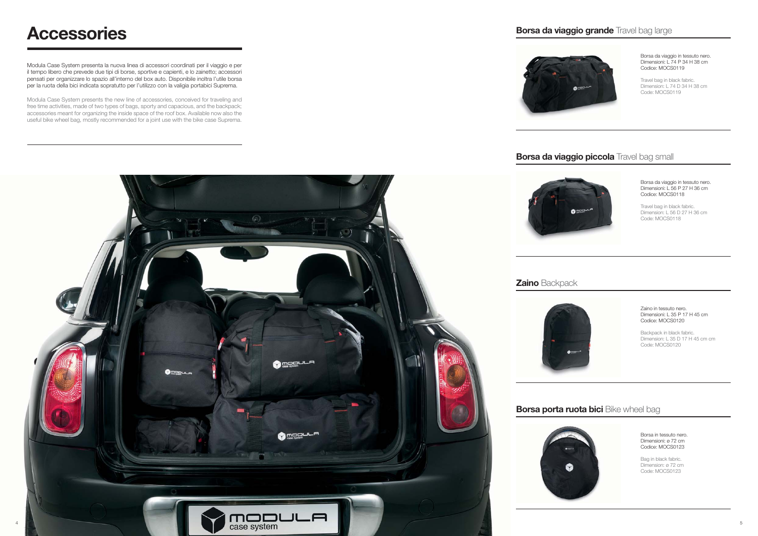# Accessories

Modula Case System presenta la nuova linea di accessori coordinati per il viaggio e per il tempo libero che prevede due tipi di borse, sportive e capienti, e lo zainetto; accessori pensati per organizzare lo spazio all'interno del box auto. Disponibile inoltre l'utile borsa per la ruota della bici indicata sopratutto per l'utilizzo con la valigia portabici Suprema.

Modula Case System presents the new line of accessories, conceived for traveling and free time activities, made of two types of bags, sporty and capacious, and the backpack; accessories meant for organizing the inside space of the roof box. Available now also the useful bike wheel bag, mostly recommended for a joint use with the bike case Suprema.

## **Borsa da viaggio grande** Travel bag large

Borsa da viaggio in tessuto nero.
Dimensioni: L 74 P 34 H 38 cm
Codice: MOCS0119

Travel bag in black fabric.
Dimension: L 74 D 34 H 38 cm
Code: MOCS0119

## **Borsa da viaggio piccola** Travel bag small

Borsa da viaggio in tessuto nero.
Dimensioni: L 56 P 27 H 36 cm
Codice: MOCS0118

Travel bag in black fabric.
Dimension: L 56 D 27 H 36 cm
Code: MOCS0118

## **Zaino** Backpack

Zaino in tessuto nero.
Dimensioni: L 35 P 17 H 45 cm
Codice: MOCS0120

Backpack in black fabric.
Dimension: L 35 D 17 H 45 cm cm
Code: MOCS0120

## **Borsa porta ruota bici** Bike wheel bag

Borsa in tessuto nero.
Dimensioni: ø 72 cm
Codice: MOCS0123

Bag in black fabric.
Dimension: ø 72 cm
Code: MOCS0123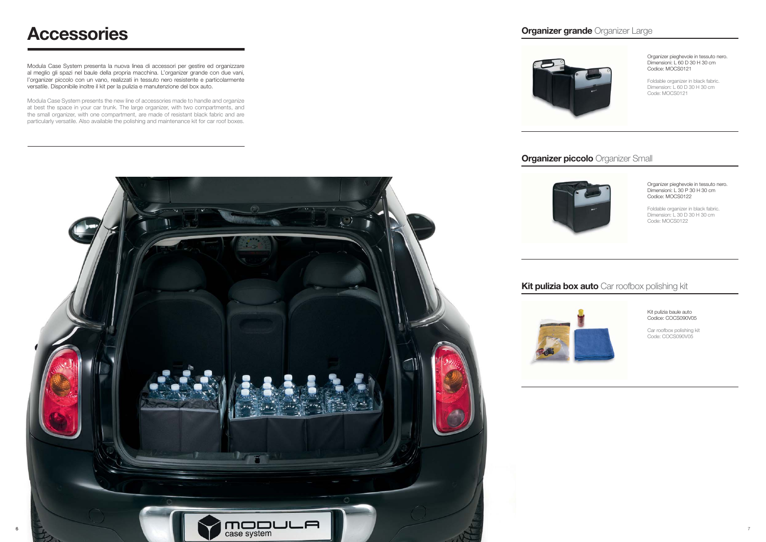# Accessories

Modula Case System presenta la nuova linea di accessori per gestire ed organizzare al meglio gli spazi nel baule della propria macchina. L'organizer grande con due vani, l'organizer piccolo con un vano, realizzati in tessuto nero resistente e particolarmente versatile. Disponibile inoltre il kit per la pulizia e manutenzione del box auto.

Modula Case System presents the new line of accessories made to handle and organize at best the space in your car trunk. The large organizer, with two compartments, and the small organizer, with one compartment, are made of resistant black fabric and are particularly versatile. Also available the polishing and maintenance kit for car roof boxes.

## **Organizer grande** Organizer Large

Organizer pieghevole in tessuto nero.
Dimensioni: L 60 D 30 H 30 cm
Codice: MOCS0121

Foldable organizer in black fabric.
Dimension: L 60 D 30 H 30 cm
Code: MOCS0121

## **Organizer piccolo** Organizer Small

Organizer pieghevole in tessuto nero.
Dimensioni: L 30 P 30 H 30 cm
Codice: MOCS0122

Foldable organizer in black fabric.
Dimension: L 30 D 30 H 30 cm
Code: MOCS0122

## **Kit pulizia box auto** Car roofbox polishing kit

Kit pulizia baule auto
Codice: COCS090V05

Car roofbox polishing kit
Code: COCS090V05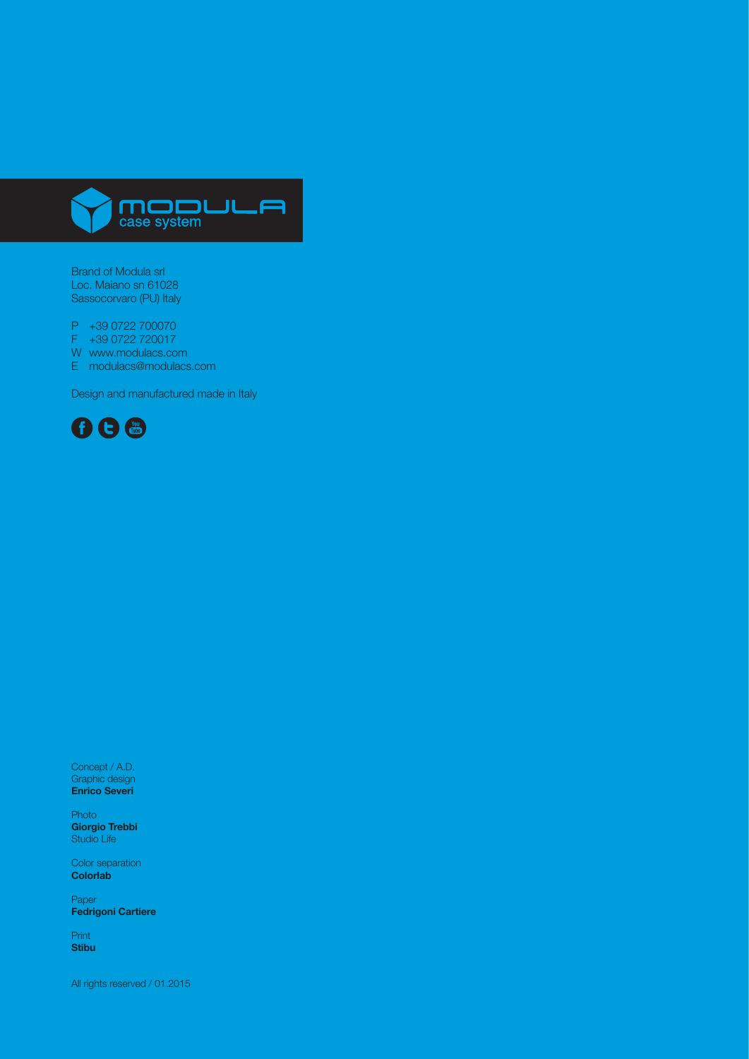MODULA
case system

Brand of Modula srl
Loc. Maiano sn 61028
Sassocorvaro (PU) Italy

P +39 0722 700070
F +39 0722 720017
W www.modulacs.com
E modulacs@modulacs.com

Design and manufactured made in Italy

Concept / A.D.
Graphic design
**Enrico Severi**

Photo
**Giorgio Trebbi**
Studio Life

Color separation
**Colorlab**

Paper
**Fedrigoni Cartiere**

Print
**Stibu**

All rights reserved / 01.2015